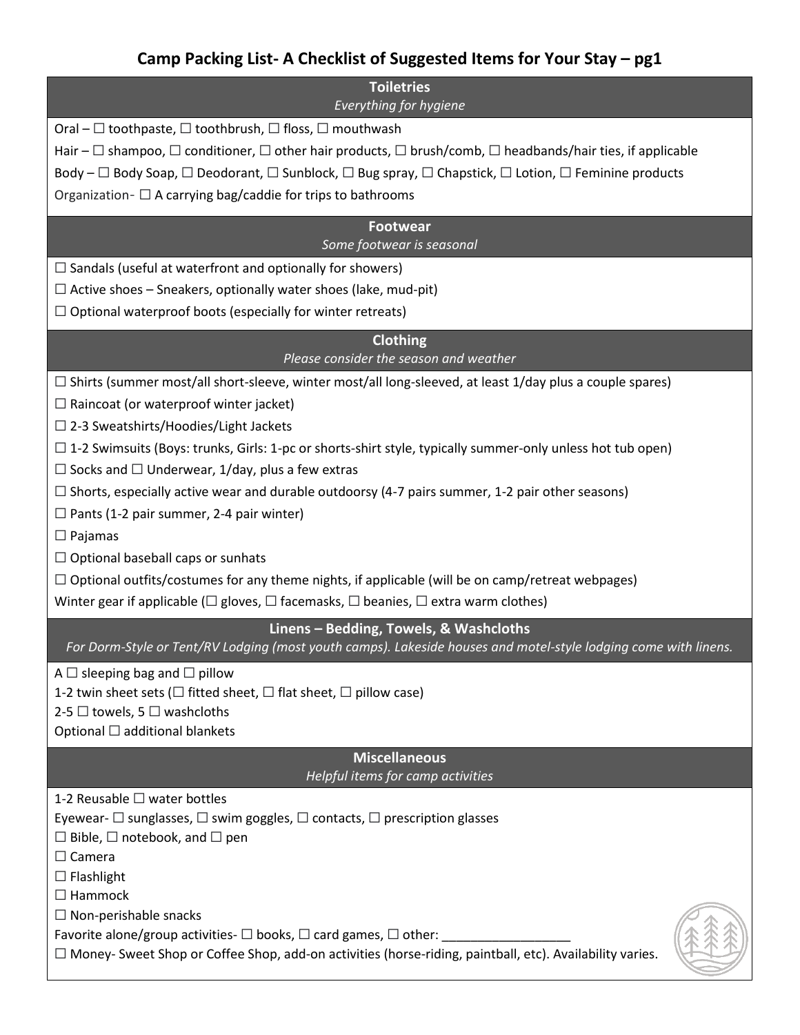# Camp Packing List- A Checklist of Suggested Items for Your Stay – pg1

## Toiletries

*Everything for hygiene*

Oral – ☐ toothpaste, ☐ toothbrush, ☐ floss, ☐ mouthwash

Hair – ☐ shampoo, ☐ conditioner, ☐ other hair products, ☐ brush/comb, ☐ headbands/hair ties, if applicable

Body – ☐ Body Soap, ☐ Deodorant, ☐ Sunblock, ☐ Bug spray, ☐ Chapstick, ☐ Lotion, ☐ Feminine products

Organization- ☐ A carrying bag/caddie for trips to bathrooms

## Footwear

*Some footwear is seasonal*

☐ Sandals (useful at waterfront and optionally for showers)

☐ Active shoes – Sneakers, optionally water shoes (lake, mud-pit)

☐ Optional waterproof boots (especially for winter retreats)

## Clothing

*Please consider the season and weather*

☐ Shirts (summer most/all short-sleeve, winter most/all long-sleeved, at least 1/day plus a couple spares)

☐ Raincoat (or waterproof winter jacket)

☐ 2-3 Sweatshirts/Hoodies/Light Jackets

☐ 1-2 Swimsuits (Boys: trunks, Girls: 1-pc or shorts-shirt style, typically summer-only unless hot tub open)

☐ Socks and ☐ Underwear, 1/day, plus a few extras

☐ Shorts, especially active wear and durable outdoorsy (4-7 pairs summer, 1-2 pair other seasons)

☐ Pants (1-2 pair summer, 2-4 pair winter)

☐ Pajamas

☐ Optional baseball caps or sunhats

☐ Optional outfits/costumes for any theme nights, if applicable (will be on camp/retreat webpages)

Winter gear if applicable (☐ gloves, ☐ facemasks, ☐ beanies, ☐ extra warm clothes)

## Linens – Bedding, Towels, & Washcloths

*For Dorm-Style or Tent/RV Lodging (most youth camps). Lakeside houses and motel-style lodging come with linens.*

A ☐ sleeping bag and ☐ pillow

1-2 twin sheet sets (☐ fitted sheet, ☐ flat sheet, ☐ pillow case)

2-5 ☐ towels, 5 ☐ washcloths

Optional ☐ additional blankets

## Miscellaneous

*Helpful items for camp activities*

1-2 Reusable ☐ water bottles

Eyewear- ☐ sunglasses, ☐ swim goggles, ☐ contacts, ☐ prescription glasses

☐ Bible, ☐ notebook, and ☐ pen

☐ Camera

☐ Flashlight

☐ Hammock

☐ Non-perishable snacks

Favorite alone/group activities- ☐ books, ☐ card games, ☐ other: __________________

☐ Money- Sweet Shop or Coffee Shop, add-on activities (horse-riding, paintball, etc). Availability varies.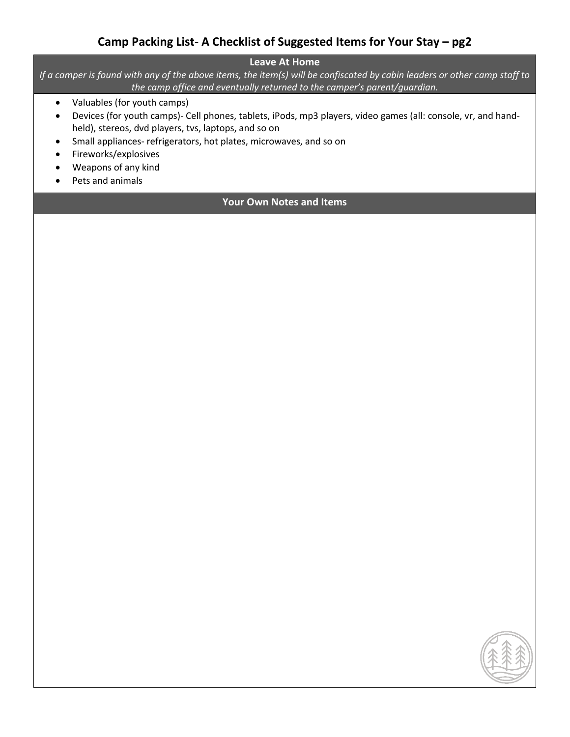# Camp Packing List- A Checklist of Suggested Items for Your Stay – pg2

## Leave At Home

*If a camper is found with any of the above items, the item(s) will be confiscated by cabin leaders or other camp staff to the camp office and eventually returned to the camper's parent/guardian.*

- Valuables (for youth camps)
- Devices (for youth camps)- Cell phones, tablets, iPods, mp3 players, video games (all: console, vr, and hand-held), stereos, dvd players, tvs, laptops, and so on
- Small appliances- refrigerators, hot plates, microwaves, and so on
- Fireworks/explosives
- Weapons of any kind
- Pets and animals

## Your Own Notes and Items